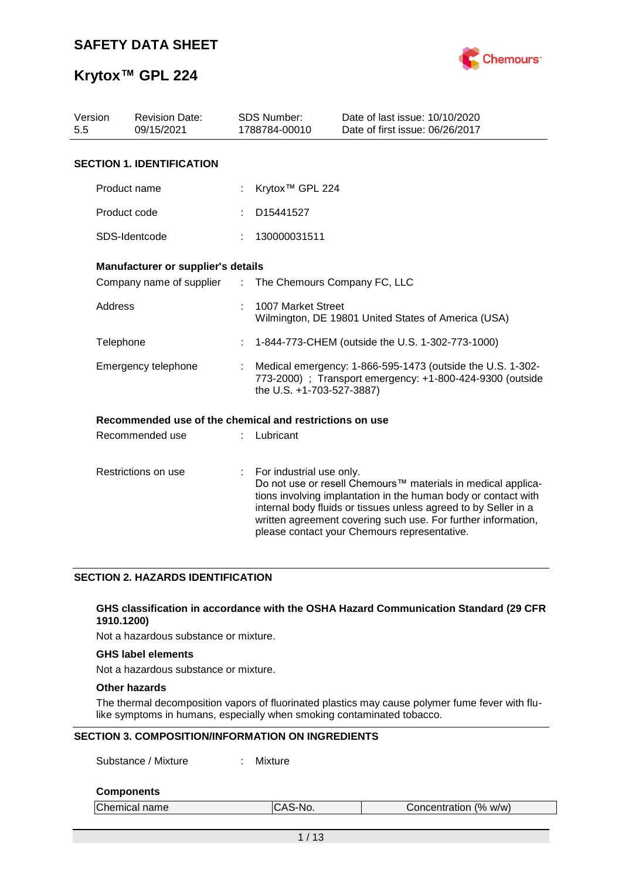# SAFETY DATA SHEET

# Krytox™ GPL 224

| Version | Revision Date: | SDS Number: | Date of last issue: 10/10/2020 |
|---|---|---|---|
| 5.5 | 09/15/2021 | 1788784-00010 | Date of first issue: 06/26/2017 |

## SECTION 1. IDENTIFICATION

Product name : Krytox™ GPL 224

Product code : D15441527

SDS-Identcode : 130000031511

**Manufacturer or supplier's details**

Company name of supplier : The Chemours Company FC, LLC

Address : 1007 Market Street
Wilmington, DE 19801 United States of America (USA)

Telephone : 1-844-773-CHEM (outside the U.S. 1-302-773-1000)

Emergency telephone : Medical emergency: 1-866-595-1473 (outside the U.S. 1-302-773-2000) ; Transport emergency: +1-800-424-9300 (outside the U.S. +1-703-527-3887)

**Recommended use of the chemical and restrictions on use**

Recommended use : Lubricant

Restrictions on use : For industrial use only.
Do not use or resell Chemours™ materials in medical applications involving implantation in the human body or contact with internal body fluids or tissues unless agreed to by Seller in a written agreement covering such use. For further information, please contact your Chemours representative.

## SECTION 2. HAZARDS IDENTIFICATION

**GHS classification in accordance with the OSHA Hazard Communication Standard (29 CFR 1910.1200)**

Not a hazardous substance or mixture.

**GHS label elements**

Not a hazardous substance or mixture.

**Other hazards**

The thermal decomposition vapors of fluorinated plastics may cause polymer fume fever with flu-like symptoms in humans, especially when smoking contaminated tobacco.

## SECTION 3. COMPOSITION/INFORMATION ON INGREDIENTS

Substance / Mixture : Mixture

**Components**

| Chemical name | CAS-No. | Concentration (% w/w) |
|---|---|---|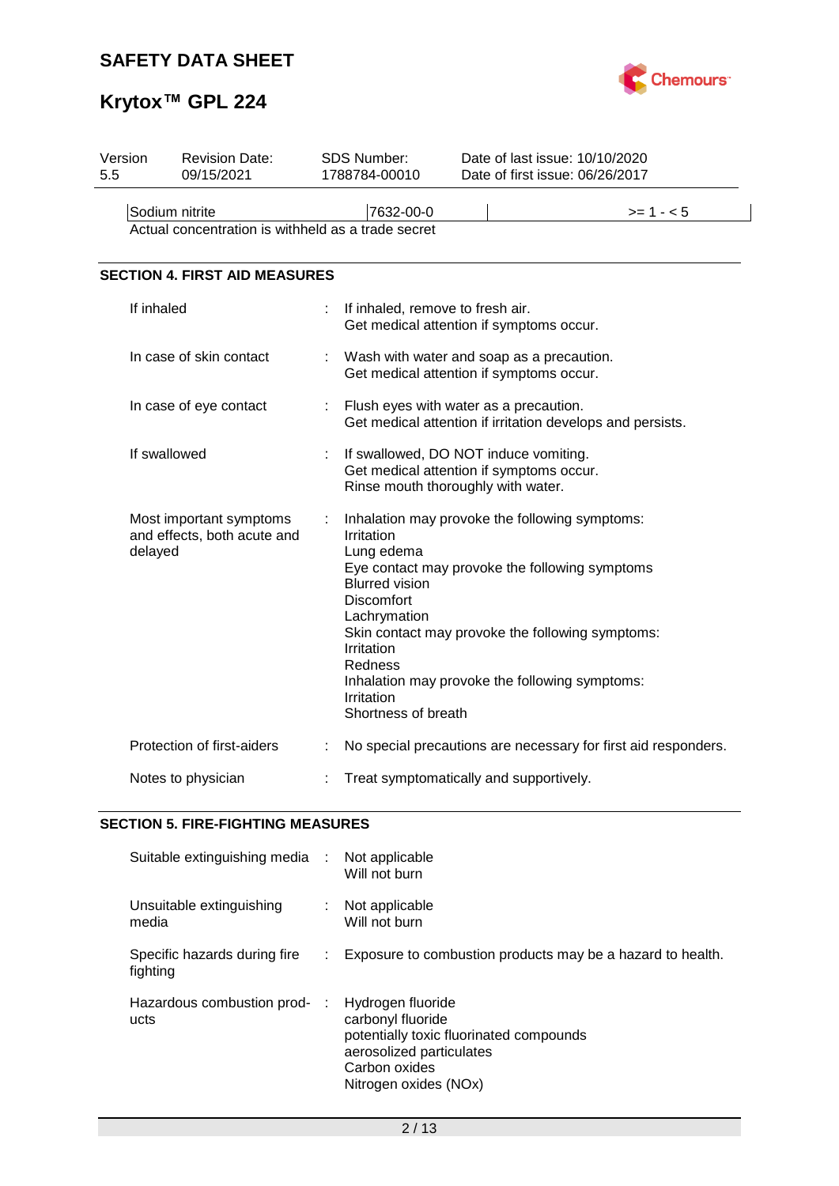| Sodium nitrite | 7632-00-0 | | >= 1 - < 5 |
|---|---|---|---|

Actual concentration is withheld as a trade secret

## SECTION 4. FIRST AID MEASURES

| | | |
|---|---|---|
| If inhaled | : | If inhaled, remove to fresh air.<br>Get medical attention if symptoms occur. |
| In case of skin contact | : | Wash with water and soap as a precaution.<br>Get medical attention if symptoms occur. |
| In case of eye contact | : | Flush eyes with water as a precaution.<br>Get medical attention if irritation develops and persists. |
| If swallowed | : | If swallowed, DO NOT induce vomiting.<br>Get medical attention if symptoms occur.<br>Rinse mouth thoroughly with water. |
| Most important symptoms and effects, both acute and delayed | : | Inhalation may provoke the following symptoms:<br>Irritation<br>Lung edema<br>Eye contact may provoke the following symptoms<br>Blurred vision<br>Discomfort<br>Lachrymation<br>Skin contact may provoke the following symptoms:<br>Irritation<br>Redness<br>Inhalation may provoke the following symptoms:<br>Irritation<br>Shortness of breath |
| Protection of first-aiders | : | No special precautions are necessary for first aid responders. |
| Notes to physician | : | Treat symptomatically and supportively. |

## SECTION 5. FIRE-FIGHTING MEASURES

| | | |
|---|---|---|
| Suitable extinguishing media | : | Not applicable<br>Will not burn |
| Unsuitable extinguishing media | : | Not applicable<br>Will not burn |
| Specific hazards during fire fighting | : | Exposure to combustion products may be a hazard to health. |
| Hazardous combustion products | : | Hydrogen fluoride<br>carbonyl fluoride<br>potentially toxic fluorinated compounds<br>aerosolized particulates<br>Carbon oxides<br>Nitrogen oxides (NOx) |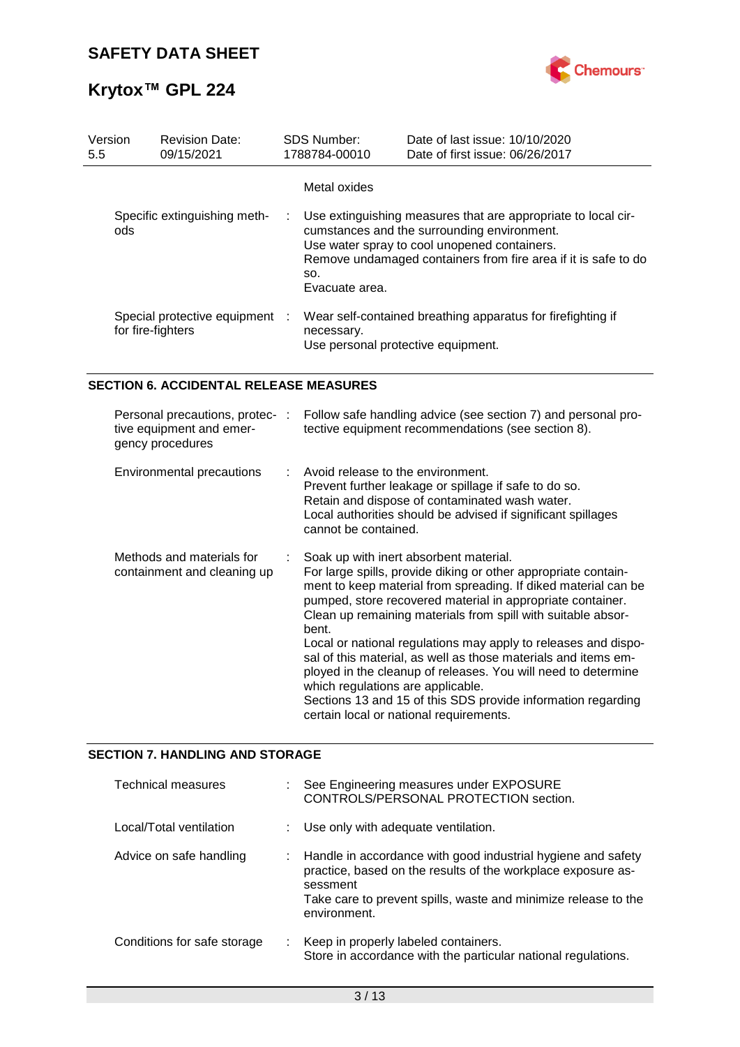| | | |
|---|---|---|
| | | Metal oxides |
| Specific extinguishing methods | : | Use extinguishing measures that are appropriate to local circumstances and the surrounding environment.<br>Use water spray to cool unopened containers.<br>Remove undamaged containers from fire area if it is safe to do so.<br>Evacuate area. |
| Special protective equipment for fire-fighters | : | Wear self-contained breathing apparatus for firefighting if necessary.<br>Use personal protective equipment. |

## SECTION 6. ACCIDENTAL RELEASE MEASURES

| | | |
|---|---|---|
| Personal precautions, protective equipment and emergency procedures | : | Follow safe handling advice (see section 7) and personal protective equipment recommendations (see section 8). |
| Environmental precautions | : | Avoid release to the environment.<br>Prevent further leakage or spillage if safe to do so.<br>Retain and dispose of contaminated wash water.<br>Local authorities should be advised if significant spillages cannot be contained. |
| Methods and materials for containment and cleaning up | : | Soak up with inert absorbent material.<br>For large spills, provide diking or other appropriate containment to keep material from spreading. If diked material can be pumped, store recovered material in appropriate container.<br>Clean up remaining materials from spill with suitable absorbent.<br>Local or national regulations may apply to releases and disposal of this material, as well as those materials and items employed in the cleanup of releases. You will need to determine which regulations are applicable.<br>Sections 13 and 15 of this SDS provide information regarding certain local or national requirements. |

## SECTION 7. HANDLING AND STORAGE

| | | |
|---|---|---|
| Technical measures | : | See Engineering measures under EXPOSURE CONTROLS/PERSONAL PROTECTION section. |
| Local/Total ventilation | : | Use only with adequate ventilation. |
| Advice on safe handling | : | Handle in accordance with good industrial hygiene and safety practice, based on the results of the workplace exposure assessment<br>Take care to prevent spills, waste and minimize release to the environment. |
| Conditions for safe storage | : | Keep in properly labeled containers.<br>Store in accordance with the particular national regulations. |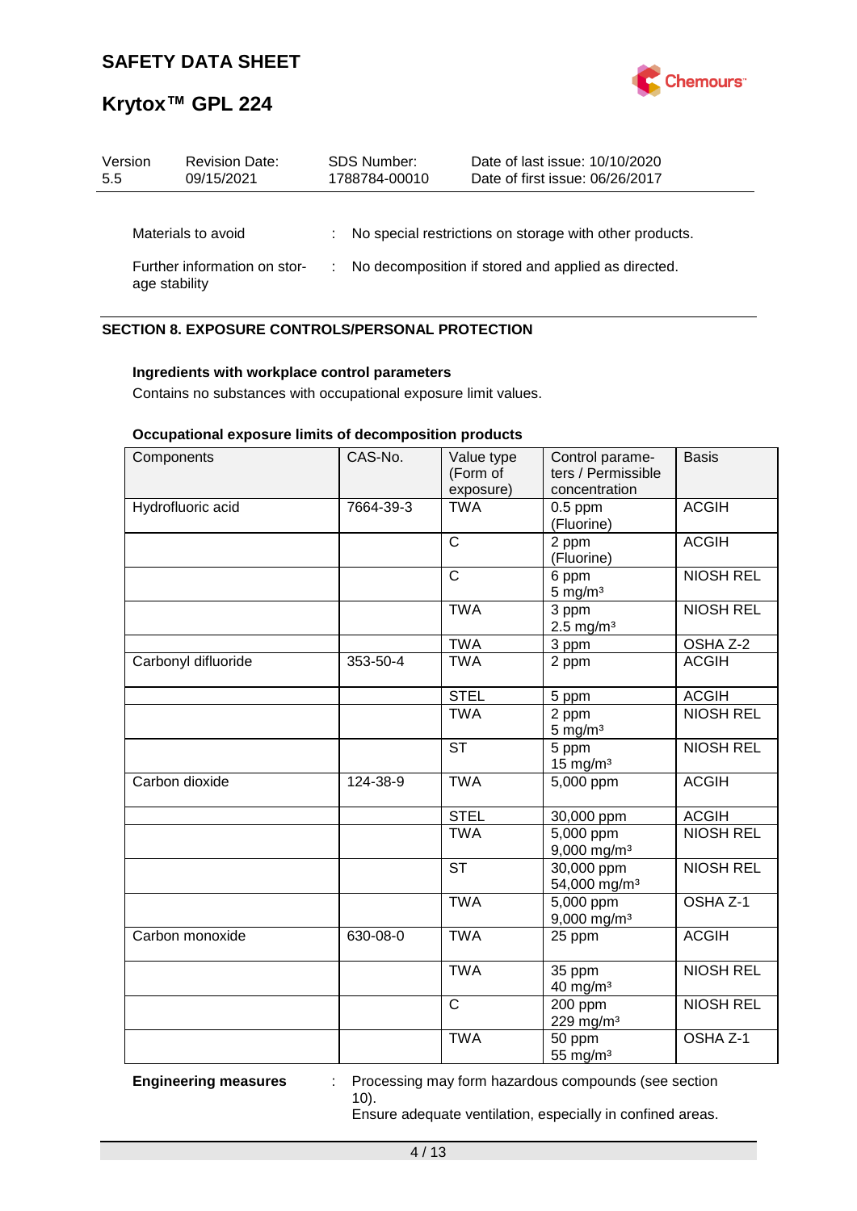| | | |
|---|---|---|
| Materials to avoid | : | No special restrictions on storage with other products. |
| Further information on storage stability | : | No decomposition if stored and applied as directed. |

## SECTION 8. EXPOSURE CONTROLS/PERSONAL PROTECTION

**Ingredients with workplace control parameters**

Contains no substances with occupational exposure limit values.

**Occupational exposure limits of decomposition products**

| Components | CAS-No. | Value type (Form of exposure) | Control parameters / Permissible concentration | Basis |
|---|---|---|---|---|
| Hydrofluoric acid | 7664-39-3 | TWA | 0.5 ppm (Fluorine) | ACGIH |
| | | C | 2 ppm (Fluorine) | ACGIH |
| | | C | 6 ppm 5 mg/m³ | NIOSH REL |
| | | TWA | 3 ppm 2.5 mg/m³ | NIOSH REL |
| | | TWA | 3 ppm | OSHA Z-2 |
| Carbonyl difluoride | 353-50-4 | TWA | 2 ppm | ACGIH |
| | | STEL | 5 ppm | ACGIH |
| | | TWA | 2 ppm 5 mg/m³ | NIOSH REL |
| | | ST | 5 ppm 15 mg/m³ | NIOSH REL |
| Carbon dioxide | 124-38-9 | TWA | 5,000 ppm | ACGIH |
| | | STEL | 30,000 ppm | ACGIH |
| | | TWA | 5,000 ppm 9,000 mg/m³ | NIOSH REL |
| | | ST | 30,000 ppm 54,000 mg/m³ | NIOSH REL |
| | | TWA | 5,000 ppm 9,000 mg/m³ | OSHA Z-1 |
| Carbon monoxide | 630-08-0 | TWA | 25 ppm | ACGIH |
| | | TWA | 35 ppm 40 mg/m³ | NIOSH REL |
| | | C | 200 ppm 229 mg/m³ | NIOSH REL |
| | | TWA | 50 ppm 55 mg/m³ | OSHA Z-1 |

| | | |
|---|---|---|
| **Engineering measures** | : | Processing may form hazardous compounds (see section 10). Ensure adequate ventilation, especially in confined areas. |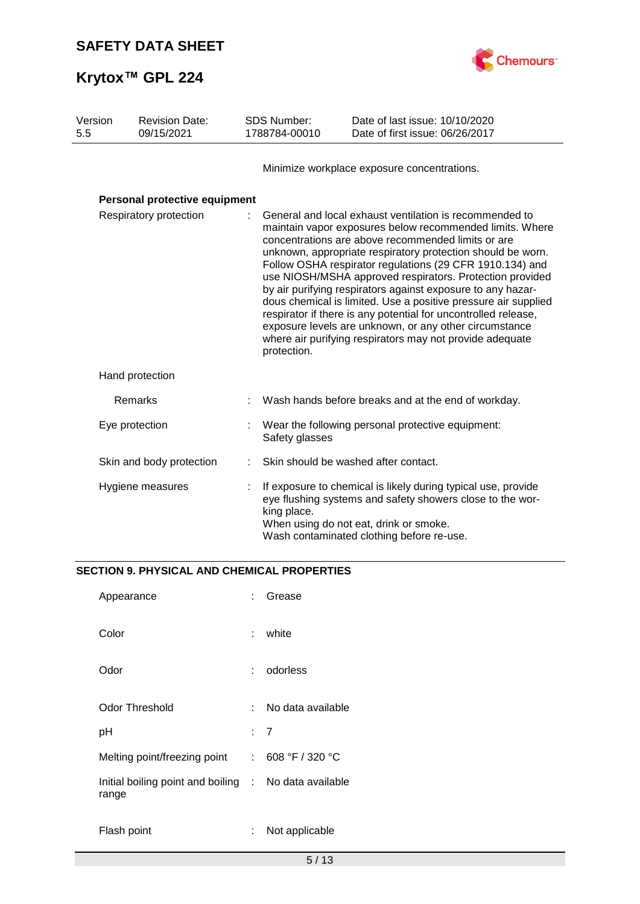Minimize workplace exposure concentrations.

**Personal protective equipment**

| | | |
|---|---|---|
| Respiratory protection | : | General and local exhaust ventilation is recommended to maintain vapor exposures below recommended limits. Where concentrations are above recommended limits or are unknown, appropriate respiratory protection should be worn. Follow OSHA respirator regulations (29 CFR 1910.134) and use NIOSH/MSHA approved respirators. Protection provided by air purifying respirators against exposure to any hazardous chemical is limited. Use a positive pressure air supplied respirator if there is any potential for uncontrolled release, exposure levels are unknown, or any other circumstance where air purifying respirators may not provide adequate protection. |
| Hand protection | | |
| Remarks | : | Wash hands before breaks and at the end of workday. |
| Eye protection | : | Wear the following personal protective equipment:<br>Safety glasses |
| Skin and body protection | : | Skin should be washed after contact. |
| Hygiene measures | : | If exposure to chemical is likely during typical use, provide eye flushing systems and safety showers close to the working place.<br>When using do not eat, drink or smoke.<br>Wash contaminated clothing before re-use. |

## SECTION 9. PHYSICAL AND CHEMICAL PROPERTIES

| | | |
|---|---|---|
| Appearance | : | Grease |
| Color | : | white |
| Odor | : | odorless |
| Odor Threshold | : | No data available |
| pH | : | 7 |
| Melting point/freezing point | : | 608 °F / 320 °C |
| Initial boiling point and boiling range | : | No data available |
| Flash point | : | Not applicable |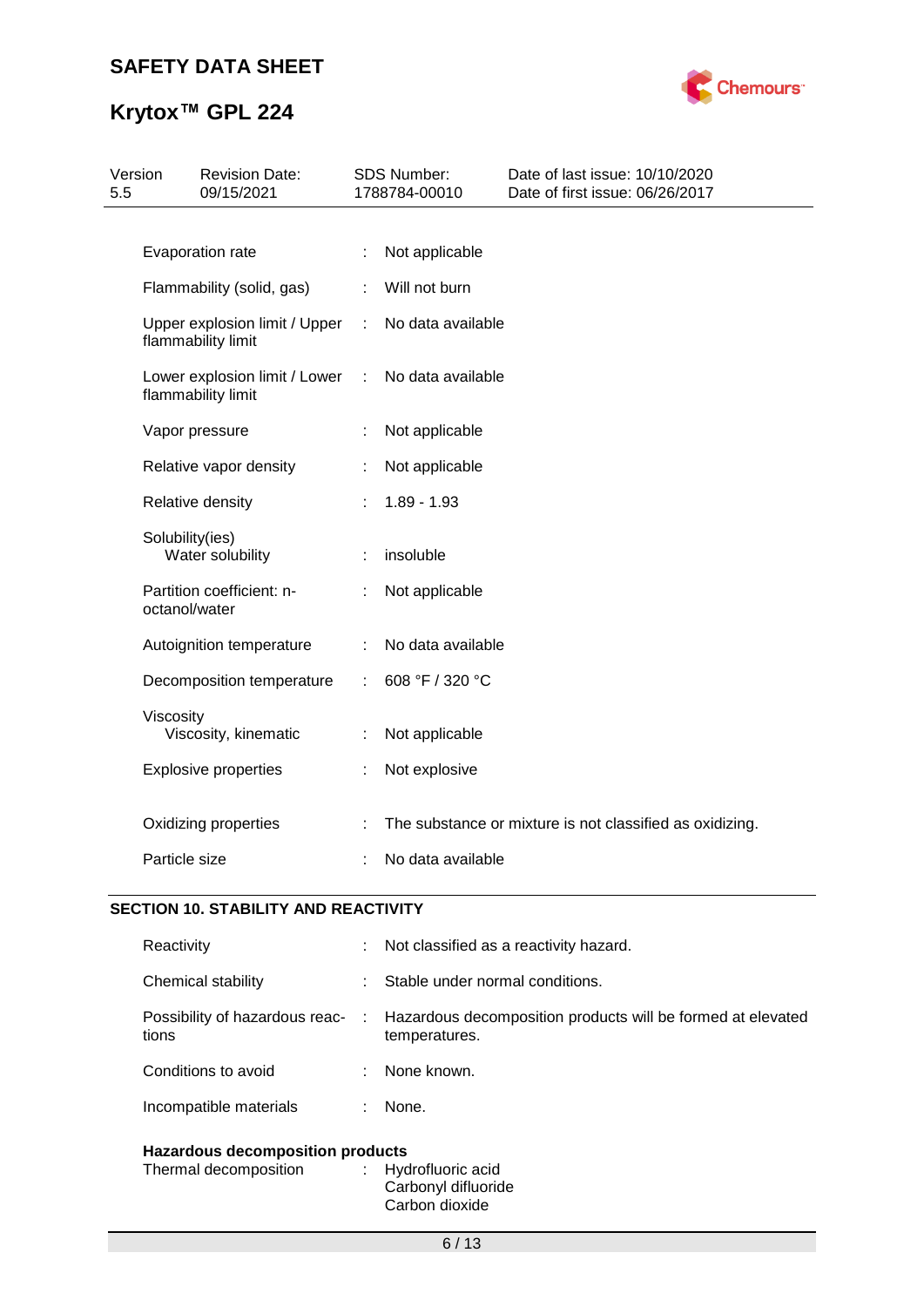| | | |
|---|---|---|
| Evaporation rate | : | Not applicable |
| Flammability (solid, gas) | : | Will not burn |
| Upper explosion limit / Upper flammability limit | : | No data available |
| Lower explosion limit / Lower flammability limit | : | No data available |
| Vapor pressure | : | Not applicable |
| Relative vapor density | : | Not applicable |
| Relative density | : | 1.89 - 1.93 |
| Solubility(ies) | | |
| Water solubility | : | insoluble |
| Partition coefficient: n-octanol/water | : | Not applicable |
| Autoignition temperature | : | No data available |
| Decomposition temperature | : | 608 °F / 320 °C |
| Viscosity | | |
| Viscosity, kinematic | : | Not applicable |
| Explosive properties | : | Not explosive |
| Oxidizing properties | : | The substance or mixture is not classified as oxidizing. |
| Particle size | : | No data available |

## SECTION 10. STABILITY AND REACTIVITY

| | | |
|---|---|---|
| Reactivity | : | Not classified as a reactivity hazard. |
| Chemical stability | : | Stable under normal conditions. |
| Possibility of hazardous reactions | : | Hazardous decomposition products will be formed at elevated temperatures. |
| Conditions to avoid | : | None known. |
| Incompatible materials | : | None. |

**Hazardous decomposition products**

| | | |
|---|---|---|
| Thermal decomposition | : | Hydrofluoric acid<br>Carbonyl difluoride<br>Carbon dioxide |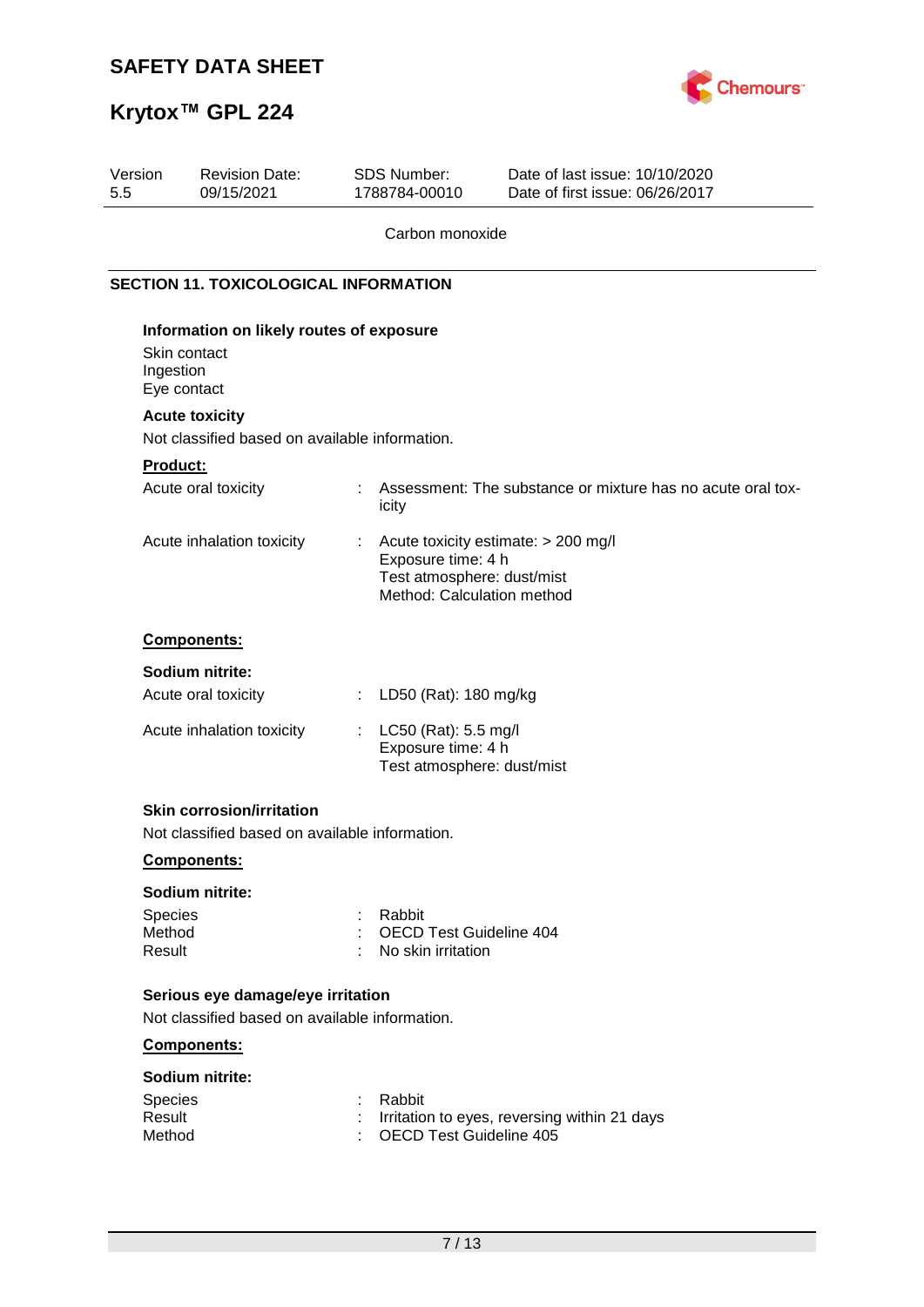Carbon monoxide

## SECTION 11. TOXICOLOGICAL INFORMATION

### Information on likely routes of exposure

Skin contact
Ingestion
Eye contact

### Acute toxicity

Not classified based on available information.

**Product:**

| | |
|---|---|
| Acute oral toxicity | : Assessment: The substance or mixture has no acute oral toxicity |
| Acute inhalation toxicity | : Acute toxicity estimate: > 200 mg/l<br>Exposure time: 4 h<br>Test atmosphere: dust/mist<br>Method: Calculation method |

**Components:**

**Sodium nitrite:**

| | |
|---|---|
| Acute oral toxicity | : LD50 (Rat): 180 mg/kg |
| Acute inhalation toxicity | : LC50 (Rat): 5.5 mg/l<br>Exposure time: 4 h<br>Test atmosphere: dust/mist |

### Skin corrosion/irritation

Not classified based on available information.

**Components:**

**Sodium nitrite:**

| | |
|---|---|
| Species | : Rabbit |
| Method | : OECD Test Guideline 404 |
| Result | : No skin irritation |

### Serious eye damage/eye irritation

Not classified based on available information.

**Components:**

**Sodium nitrite:**

| | |
|---|---|
| Species | : Rabbit |
| Result | : Irritation to eyes, reversing within 21 days |
| Method | : OECD Test Guideline 405 |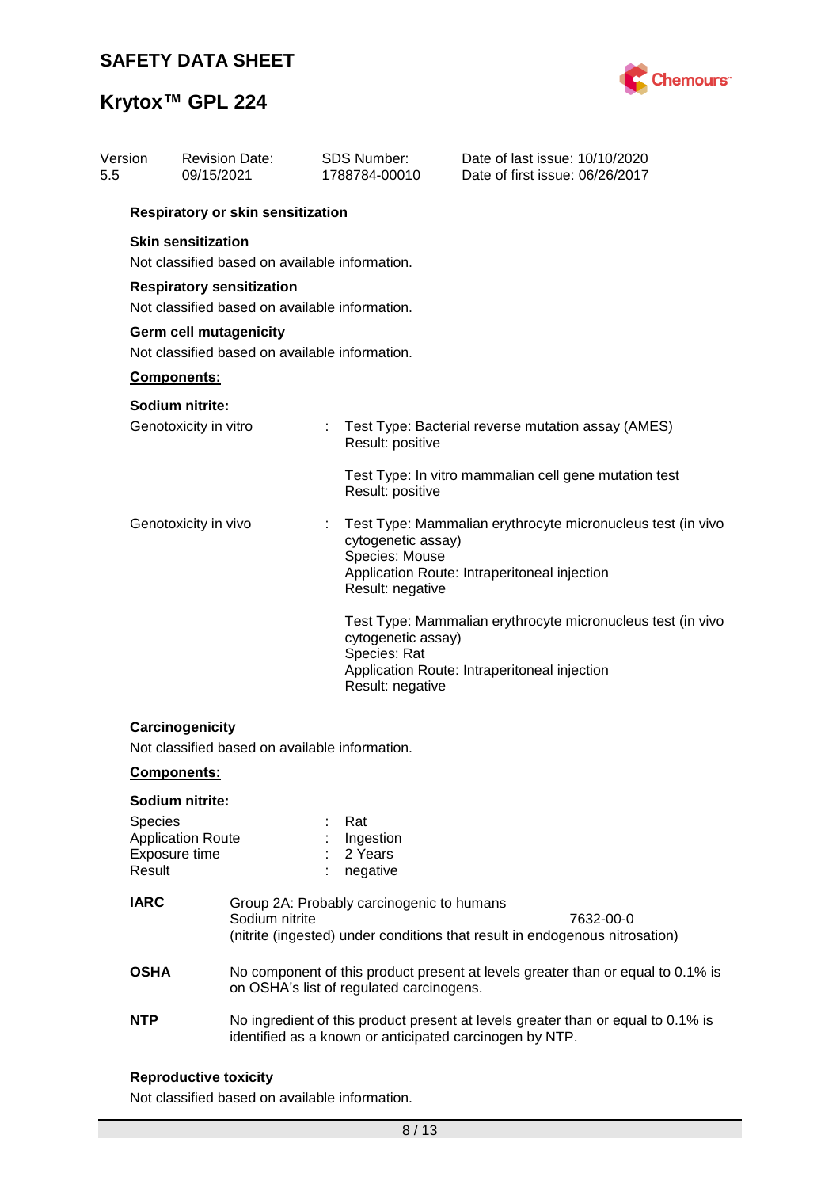**Respiratory or skin sensitization**

**Skin sensitization**

Not classified based on available information.

**Respiratory sensitization**

Not classified based on available information.

**Germ cell mutagenicity**

Not classified based on available information.

**Components:**

**Sodium nitrite:**

| | | |
|---|---|---|
| Genotoxicity in vitro | : | Test Type: Bacterial reverse mutation assay (AMES)<br>Result: positive |
| | | Test Type: In vitro mammalian cell gene mutation test<br>Result: positive |
| Genotoxicity in vivo | : | Test Type: Mammalian erythrocyte micronucleus test (in vivo cytogenetic assay)<br>Species: Mouse<br>Application Route: Intraperitoneal injection<br>Result: negative |
| | | Test Type: Mammalian erythrocyte micronucleus test (in vivo cytogenetic assay)<br>Species: Rat<br>Application Route: Intraperitoneal injection<br>Result: negative |

**Carcinogenicity**

Not classified based on available information.

**Components:**

**Sodium nitrite:**

| | | |
|---|---|---|
| Species | : | Rat |
| Application Route | : | Ingestion |
| Exposure time | : | 2 Years |
| Result | : | negative |

| | | |
|---|---|---|
| **IARC** | Group 2A: Probably carcinogenic to humans<br>Sodium nitrite<br>(nitrite (ingested) under conditions that result in endogenous nitrosation) | 7632-00-0 |
| **OSHA** | No component of this product present at levels greater than or equal to 0.1% is on OSHA's list of regulated carcinogens. | |
| **NTP** | No ingredient of this product present at levels greater than or equal to 0.1% is identified as a known or anticipated carcinogen by NTP. | |

**Reproductive toxicity**

Not classified based on available information.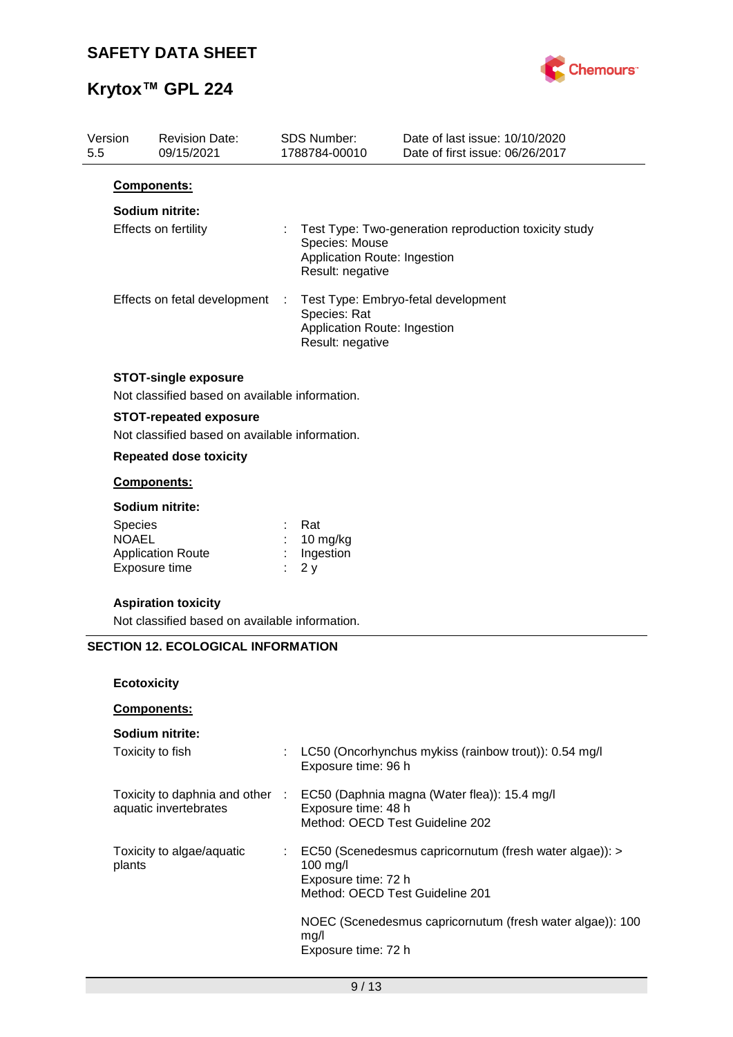**Components:**

**Sodium nitrite:**

Effects on fertility : Test Type: Two-generation reproduction toxicity study
Species: Mouse
Application Route: Ingestion
Result: negative

Effects on fetal development : Test Type: Embryo-fetal development
Species: Rat
Application Route: Ingestion
Result: negative

**STOT-single exposure**

Not classified based on available information.

**STOT-repeated exposure**

Not classified based on available information.

**Repeated dose toxicity**

**Components:**

**Sodium nitrite:**

Species : Rat
NOAEL : 10 mg/kg
Application Route : Ingestion
Exposure time : 2 y

**Aspiration toxicity**

Not classified based on available information.

## SECTION 12. ECOLOGICAL INFORMATION

**Ecotoxicity**

**Components:**

**Sodium nitrite:**

Toxicity to fish : LC50 (Oncorhynchus mykiss (rainbow trout)): 0.54 mg/l
Exposure time: 96 h

Toxicity to daphnia and other aquatic invertebrates : EC50 (Daphnia magna (Water flea)): 15.4 mg/l
Exposure time: 48 h
Method: OECD Test Guideline 202

Toxicity to algae/aquatic plants : EC50 (Scenedesmus capricornutum (fresh water algae)): > 100 mg/l
Exposure time: 72 h
Method: OECD Test Guideline 201

NOEC (Scenedesmus capricornutum (fresh water algae)): 100 mg/l
Exposure time: 72 h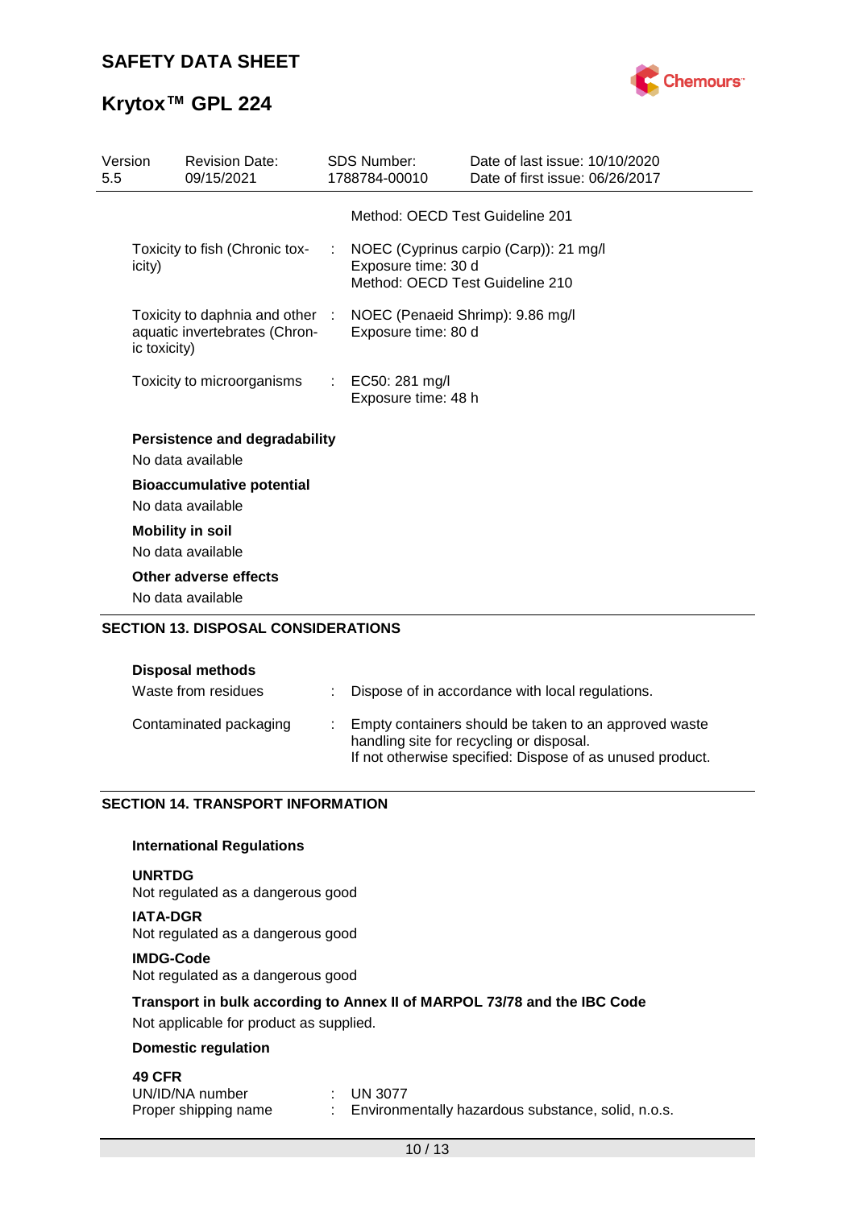| | | |
|---|---|---|
| | | Method: OECD Test Guideline 201 |
| Toxicity to fish (Chronic toxicity) | : | NOEC (Cyprinus carpio (Carp)): 21 mg/l<br>Exposure time: 30 d<br>Method: OECD Test Guideline 210 |
| Toxicity to daphnia and other aquatic invertebrates (Chronic toxicity) | : | NOEC (Penaeid Shrimp): 9.86 mg/l<br>Exposure time: 80 d |
| Toxicity to microorganisms | : | EC50: 281 mg/l<br>Exposure time: 48 h |

**Persistence and degradability**

No data available

**Bioaccumulative potential**

No data available

**Mobility in soil**

No data available

**Other adverse effects**

No data available

## SECTION 13. DISPOSAL CONSIDERATIONS

**Disposal methods**

| | | |
|---|---|---|
| Waste from residues | : | Dispose of in accordance with local regulations. |
| Contaminated packaging | : | Empty containers should be taken to an approved waste handling site for recycling or disposal.<br>If not otherwise specified: Dispose of as unused product. |

## SECTION 14. TRANSPORT INFORMATION

**International Regulations**

**UNRTDG**

Not regulated as a dangerous good

**IATA-DGR**

Not regulated as a dangerous good

**IMDG-Code**

Not regulated as a dangerous good

**Transport in bulk according to Annex II of MARPOL 73/78 and the IBC Code**

Not applicable for product as supplied.

**Domestic regulation**

**49 CFR**

| | | |
|---|---|---|
| UN/ID/NA number | : | UN 3077 |
| Proper shipping name | : | Environmentally hazardous substance, solid, n.o.s. |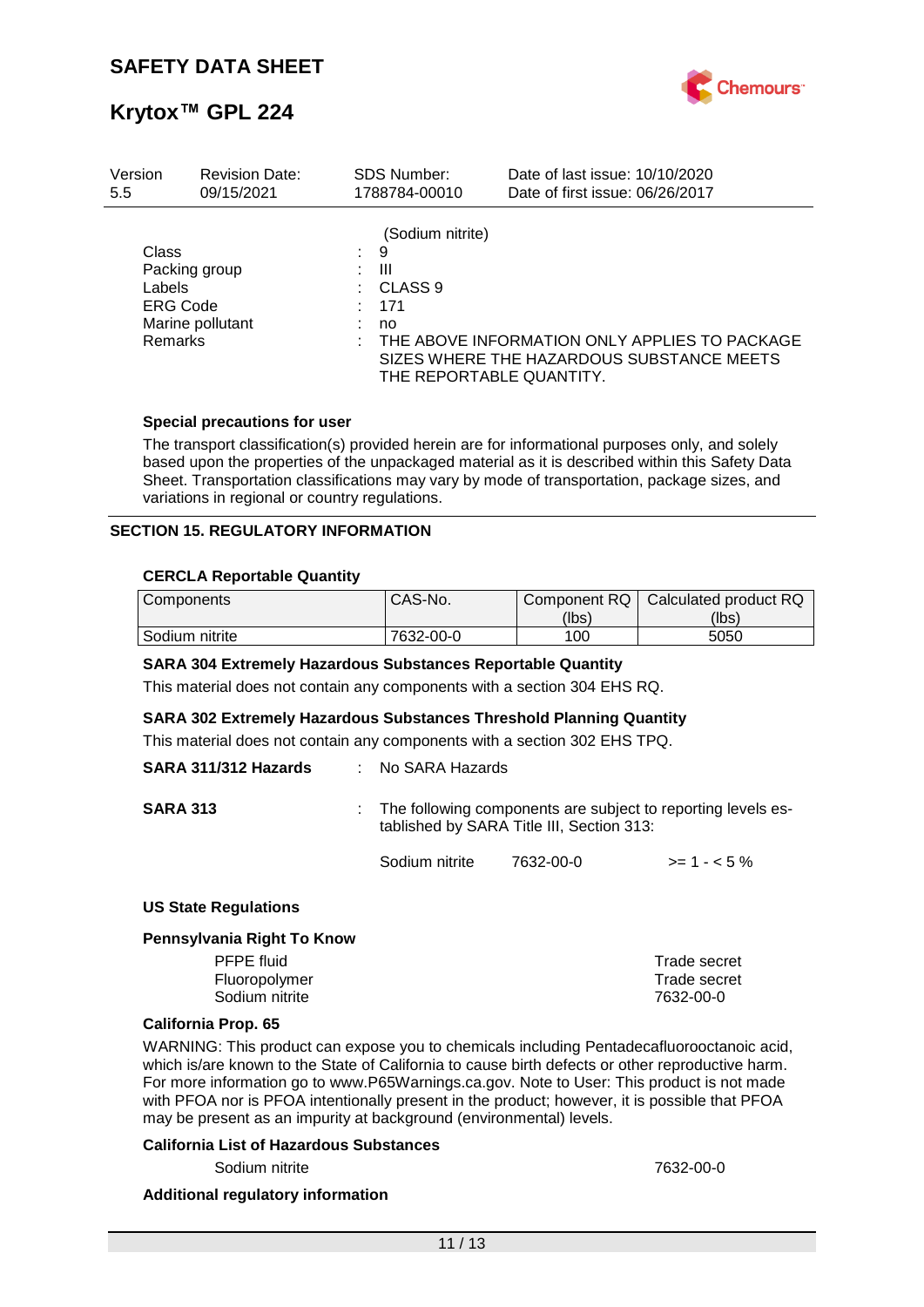(Sodium nitrite)

Class : 9
Packing group : III
Labels : CLASS 9
ERG Code : 171
Marine pollutant : no
Remarks : THE ABOVE INFORMATION ONLY APPLIES TO PACKAGE SIZES WHERE THE HAZARDOUS SUBSTANCE MEETS THE REPORTABLE QUANTITY.

**Special precautions for user**

The transport classification(s) provided herein are for informational purposes only, and solely based upon the properties of the unpackaged material as it is described within this Safety Data Sheet. Transportation classifications may vary by mode of transportation, package sizes, and variations in regional or country regulations.

## SECTION 15. REGULATORY INFORMATION

**CERCLA Reportable Quantity**

| Components | CAS-No. | Component RQ (lbs) | Calculated product RQ (lbs) |
|---|---|---|---|
| Sodium nitrite | 7632-00-0 | 100 | 5050 |

**SARA 304 Extremely Hazardous Substances Reportable Quantity**

This material does not contain any components with a section 304 EHS RQ.

**SARA 302 Extremely Hazardous Substances Threshold Planning Quantity**

This material does not contain any components with a section 302 EHS TPQ.

**SARA 311/312 Hazards** : No SARA Hazards

**SARA 313** : The following components are subject to reporting levels established by SARA Title III, Section 313:

| | | |
|---|---|---|
| Sodium nitrite | 7632-00-0 | >= 1 - < 5 % |

**US State Regulations**

**Pennsylvania Right To Know**

| | |
|---|---|
| PFPE fluid | Trade secret |
| Fluoropolymer | Trade secret |
| Sodium nitrite | 7632-00-0 |

**California Prop. 65**

WARNING: This product can expose you to chemicals including Pentadecafluorooctanoic acid, which is/are known to the State of California to cause birth defects or other reproductive harm. For more information go to www.P65Warnings.ca.gov. Note to User: This product is not made with PFOA nor is PFOA intentionally present in the product; however, it is possible that PFOA may be present as an impurity at background (environmental) levels.

**California List of Hazardous Substances**

| | |
|---|---|
| Sodium nitrite | 7632-00-0 |

**Additional regulatory information**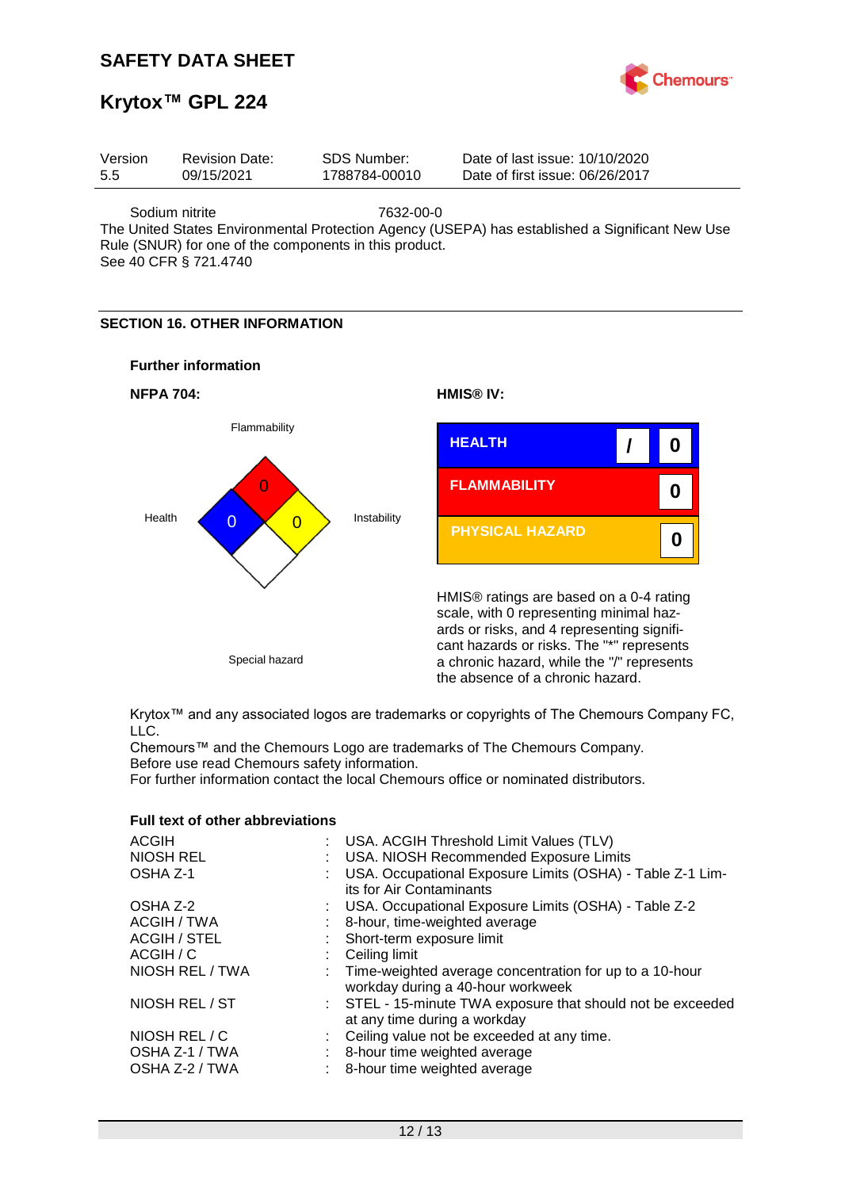Sodium nitrite 7632-00-0

The United States Environmental Protection Agency (USEPA) has established a Significant New Use Rule (SNUR) for one of the components in this product.
See 40 CFR § 721.4740

## SECTION 16. OTHER INFORMATION

### Further information

**NFPA 704:**

Flammability: 0
Health: 0
Instability: 0
Special hazard:

**HMIS® IV:**

| | | |
|---|---|---|
| HEALTH | / | 0 |
| FLAMMABILITY | | 0 |
| PHYSICAL HAZARD | | 0 |

HMIS® ratings are based on a 0-4 rating scale, with 0 representing minimal hazards or risks, and 4 representing significant hazards or risks. The "*" represents a chronic hazard, while the "/" represents the absence of a chronic hazard.

Krytox™ and any associated logos are trademarks or copyrights of The Chemours Company FC, LLC.
Chemours™ and the Chemours Logo are trademarks of The Chemours Company.
Before use read Chemours safety information.
For further information contact the local Chemours office or nominated distributors.

### Full text of other abbreviations

| | | |
|---|---|---|
| ACGIH | : | USA. ACGIH Threshold Limit Values (TLV) |
| NIOSH REL | : | USA. NIOSH Recommended Exposure Limits |
| OSHA Z-1 | : | USA. Occupational Exposure Limits (OSHA) - Table Z-1 Limits for Air Contaminants |
| OSHA Z-2 | : | USA. Occupational Exposure Limits (OSHA) - Table Z-2 |
| ACGIH / TWA | : | 8-hour, time-weighted average |
| ACGIH / STEL | : | Short-term exposure limit |
| ACGIH / C | : | Ceiling limit |
| NIOSH REL / TWA | : | Time-weighted average concentration for up to a 10-hour workday during a 40-hour workweek |
| NIOSH REL / ST | : | STEL - 15-minute TWA exposure that should not be exceeded at any time during a workday |
| NIOSH REL / C | : | Ceiling value not be exceeded at any time. |
| OSHA Z-1 / TWA | : | 8-hour time weighted average |
| OSHA Z-2 / TWA | : | 8-hour time weighted average |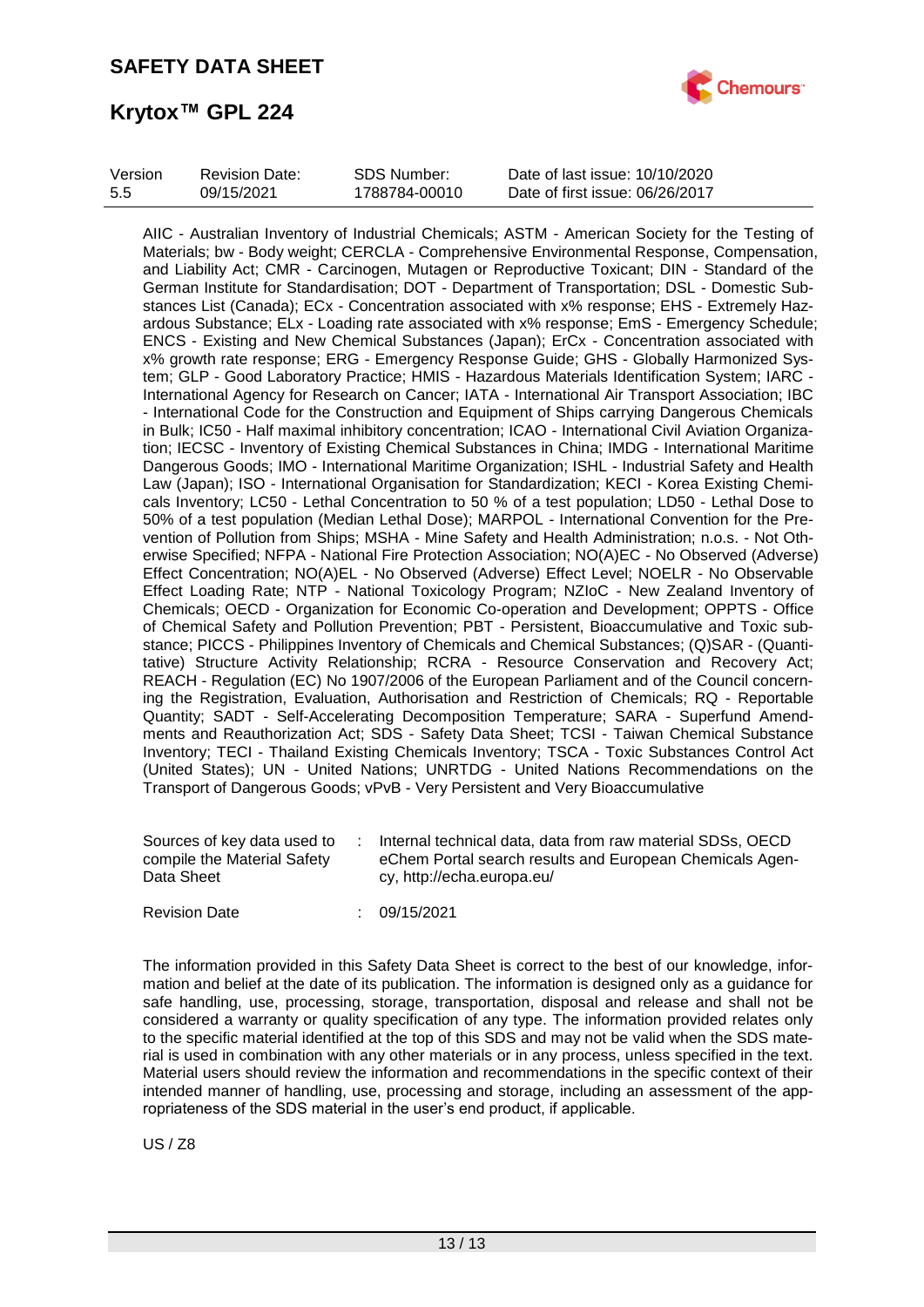AIIC - Australian Inventory of Industrial Chemicals; ASTM - American Society for the Testing of Materials; bw - Body weight; CERCLA - Comprehensive Environmental Response, Compensation, and Liability Act; CMR - Carcinogen, Mutagen or Reproductive Toxicant; DIN - Standard of the German Institute for Standardisation; DOT - Department of Transportation; DSL - Domestic Substances List (Canada); ECx - Concentration associated with x% response; EHS - Extremely Hazardous Substance; ELx - Loading rate associated with x% response; EmS - Emergency Schedule; ENCS - Existing and New Chemical Substances (Japan); ErCx - Concentration associated with x% growth rate response; ERG - Emergency Response Guide; GHS - Globally Harmonized System; GLP - Good Laboratory Practice; HMIS - Hazardous Materials Identification System; IARC - International Agency for Research on Cancer; IATA - International Air Transport Association; IBC - International Code for the Construction and Equipment of Ships carrying Dangerous Chemicals in Bulk; IC50 - Half maximal inhibitory concentration; ICAO - International Civil Aviation Organization; IECSC - Inventory of Existing Chemical Substances in China; IMDG - International Maritime Dangerous Goods; IMO - International Maritime Organization; ISHL - Industrial Safety and Health Law (Japan); ISO - International Organisation for Standardization; KECI - Korea Existing Chemicals Inventory; LC50 - Lethal Concentration to 50 % of a test population; LD50 - Lethal Dose to 50% of a test population (Median Lethal Dose); MARPOL - International Convention for the Prevention of Pollution from Ships; MSHA - Mine Safety and Health Administration; n.o.s. - Not Otherwise Specified; NFPA - National Fire Protection Association; NO(A)EC - No Observed (Adverse) Effect Concentration; NO(A)EL - No Observed (Adverse) Effect Level; NOELR - No Observable Effect Loading Rate; NTP - National Toxicology Program; NZIoC - New Zealand Inventory of Chemicals; OECD - Organization for Economic Co-operation and Development; OPPTS - Office of Chemical Safety and Pollution Prevention; PBT - Persistent, Bioaccumulative and Toxic substance; PICCS - Philippines Inventory of Chemicals and Chemical Substances; (Q)SAR - (Quantitative) Structure Activity Relationship; RCRA - Resource Conservation and Recovery Act; REACH - Regulation (EC) No 1907/2006 of the European Parliament and of the Council concerning the Registration, Evaluation, Authorisation and Restriction of Chemicals; RQ - Reportable Quantity; SADT - Self-Accelerating Decomposition Temperature; SARA - Superfund Amendments and Reauthorization Act; SDS - Safety Data Sheet; TCSI - Taiwan Chemical Substance Inventory; TECI - Thailand Existing Chemicals Inventory; TSCA - Toxic Substances Control Act (United States); UN - United Nations; UNRTDG - United Nations Recommendations on the Transport of Dangerous Goods; vPvB - Very Persistent and Very Bioaccumulative

Sources of key data used to compile the Material Safety Data Sheet : Internal technical data, data from raw material SDSs, OECD eChem Portal search results and European Chemicals Agency, http://echa.europa.eu/

Revision Date : 09/15/2021

The information provided in this Safety Data Sheet is correct to the best of our knowledge, information and belief at the date of its publication. The information is designed only as a guidance for safe handling, use, processing, storage, transportation, disposal and release and shall not be considered a warranty or quality specification of any type. The information provided relates only to the specific material identified at the top of this SDS and may not be valid when the SDS material is used in combination with any other materials or in any process, unless specified in the text. Material users should review the information and recommendations in the specific context of their intended manner of handling, use, processing and storage, including an assessment of the appropriateness of the SDS material in the user's end product, if applicable.

US / Z8